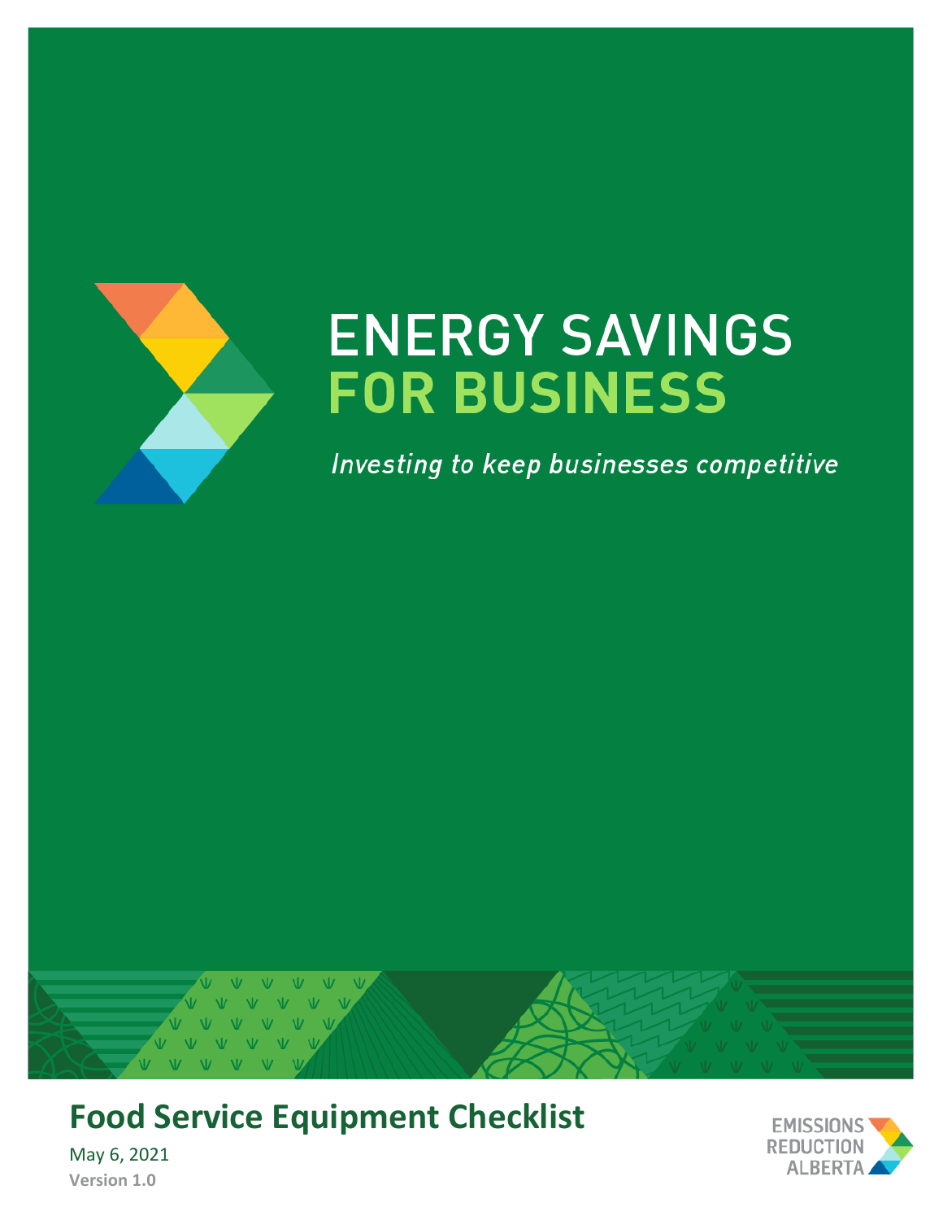# ENERGY SAVINGS FOR BUSINESS

*Investing to keep businesses competitive*

## Food Service Equipment Checklist

May 6, 2021

**Version 1.0**

EMISSIONS REDUCTION ALBERTA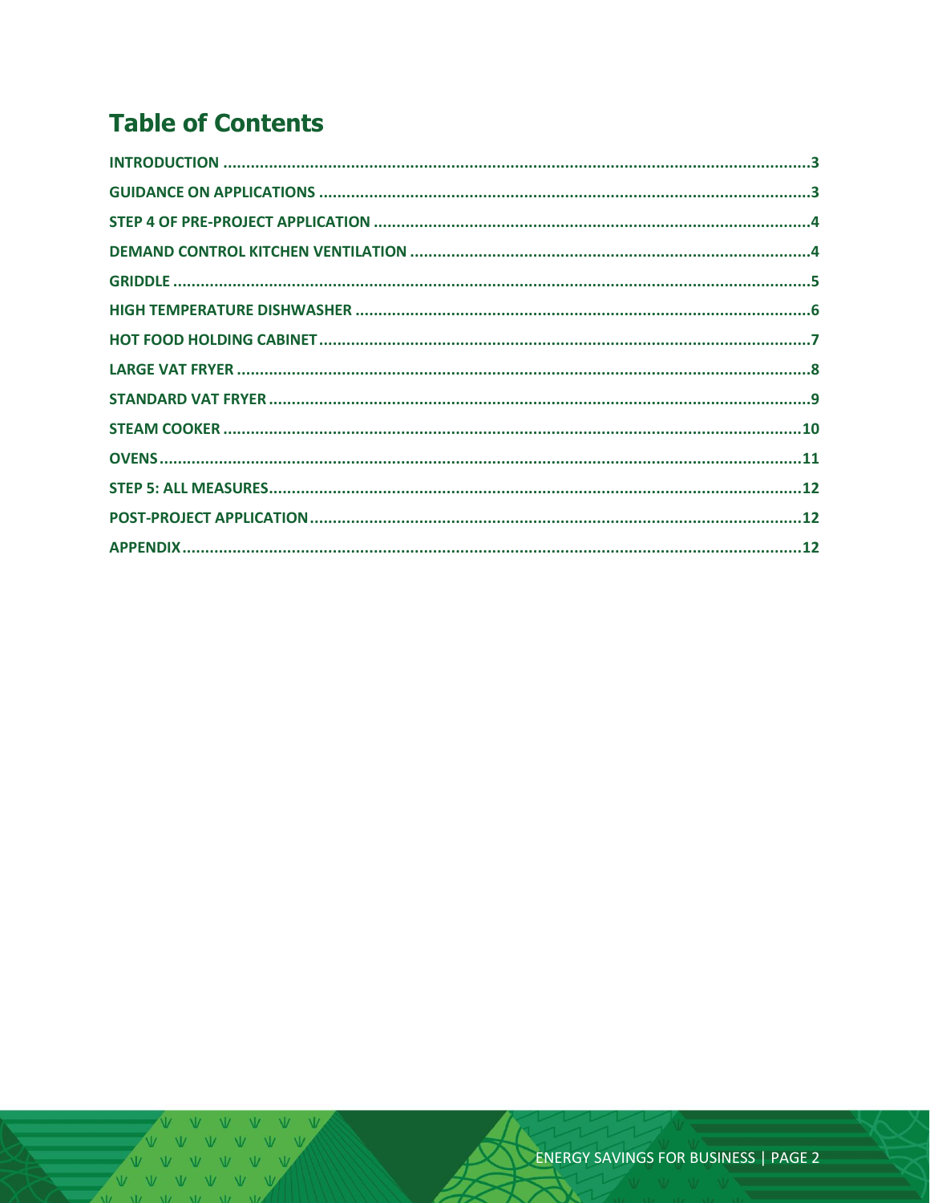# Table of Contents

INTRODUCTION ........................................................................ 3
GUIDANCE ON APPLICATIONS ........................................................................ 3
STEP 4 OF PRE-PROJECT APPLICATION ........................................................................ 4
DEMAND CONTROL KITCHEN VENTILATION ........................................................................ 4
GRIDDLE ........................................................................ 5
HIGH TEMPERATURE DISHWASHER ........................................................................ 6
HOT FOOD HOLDING CABINET ........................................................................ 7
LARGE VAT FRYER ........................................................................ 8
STANDARD VAT FRYER ........................................................................ 9
STEAM COOKER ........................................................................ 10
OVENS ........................................................................ 11
STEP 5: ALL MEASURES ........................................................................ 12
POST-PROJECT APPLICATION ........................................................................ 12
APPENDIX ........................................................................ 12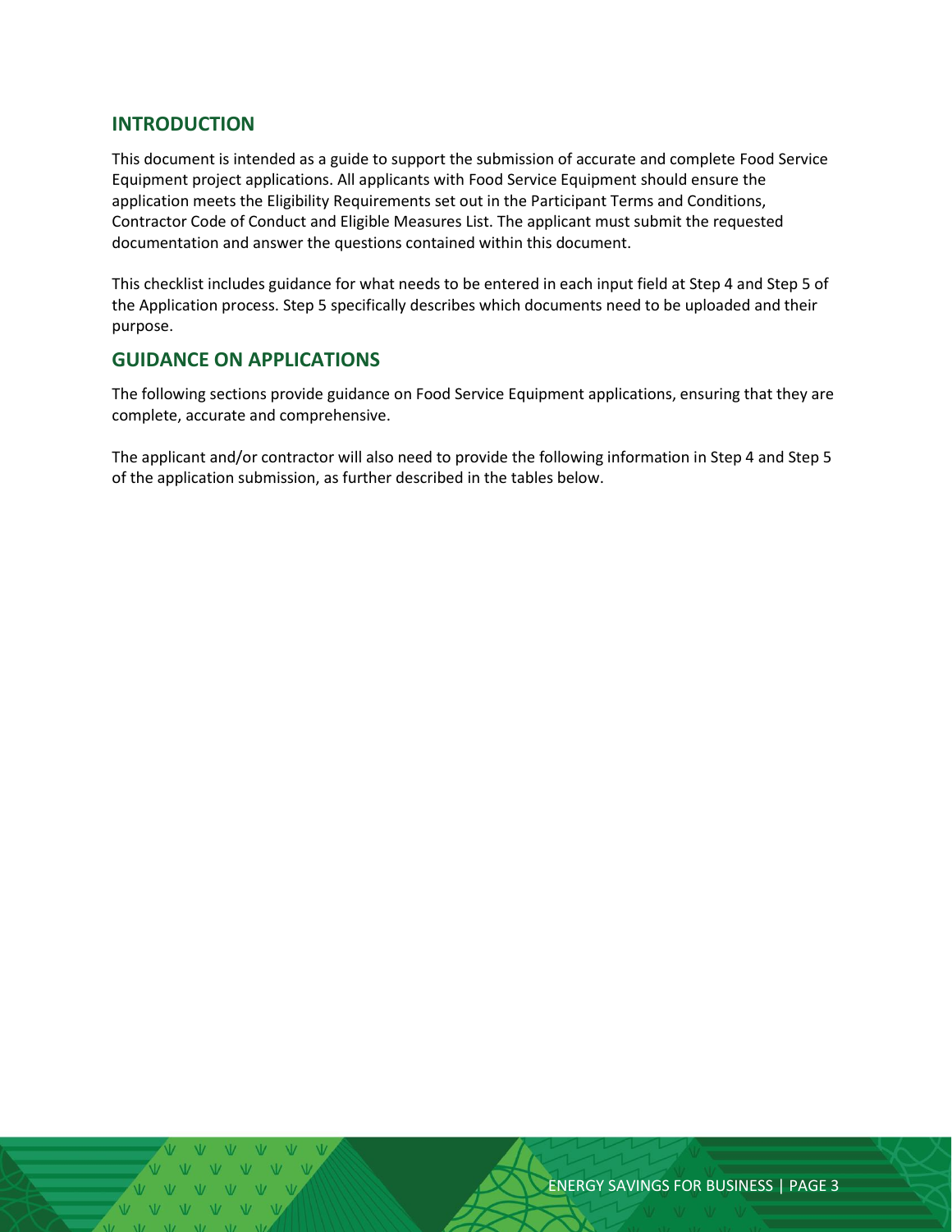## INTRODUCTION

This document is intended as a guide to support the submission of accurate and complete Food Service Equipment project applications. All applicants with Food Service Equipment should ensure the application meets the Eligibility Requirements set out in the Participant Terms and Conditions, Contractor Code of Conduct and Eligible Measures List. The applicant must submit the requested documentation and answer the questions contained within this document.

This checklist includes guidance for what needs to be entered in each input field at Step 4 and Step 5 of the Application process. Step 5 specifically describes which documents need to be uploaded and their purpose.

## GUIDANCE ON APPLICATIONS

The following sections provide guidance on Food Service Equipment applications, ensuring that they are complete, accurate and comprehensive.

The applicant and/or contractor will also need to provide the following information in Step 4 and Step 5 of the application submission, as further described in the tables below.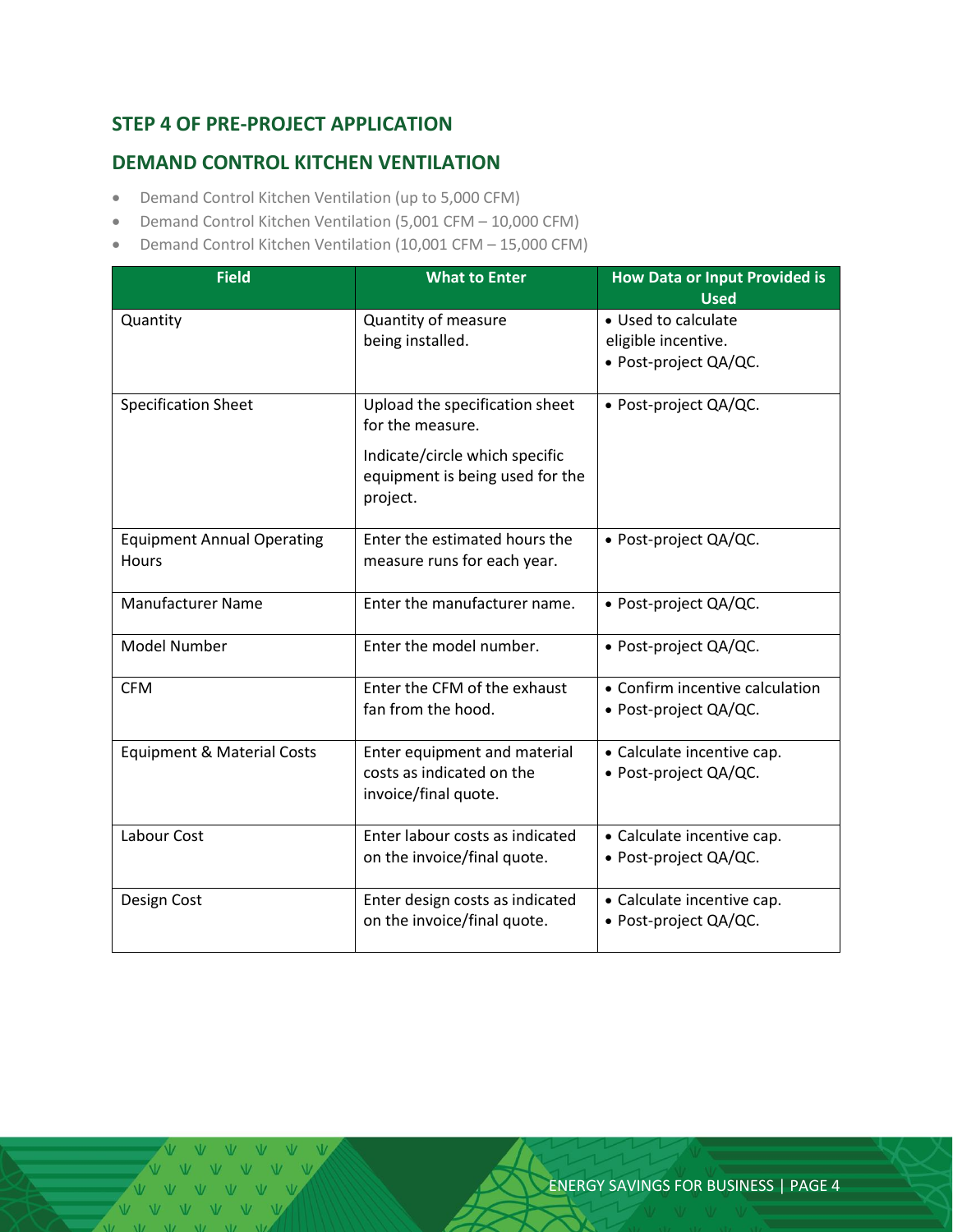## STEP 4 OF PRE-PROJECT APPLICATION

## DEMAND CONTROL KITCHEN VENTILATION

- Demand Control Kitchen Ventilation (up to 5,000 CFM)
- Demand Control Kitchen Ventilation (5,001 CFM – 10,000 CFM)
- Demand Control Kitchen Ventilation (10,001 CFM – 15,000 CFM)

| Field | What to Enter | How Data or Input Provided is Used |
|---|---|---|
| Quantity | Quantity of measure being installed. | • Used to calculate eligible incentive.<br>• Post-project QA/QC. |
| Specification Sheet | Upload the specification sheet for the measure.<br><br>Indicate/circle which specific equipment is being used for the project. | • Post-project QA/QC. |
| Equipment Annual Operating Hours | Enter the estimated hours the measure runs for each year. | • Post-project QA/QC. |
| Manufacturer Name | Enter the manufacturer name. | • Post-project QA/QC. |
| Model Number | Enter the model number. | • Post-project QA/QC. |
| CFM | Enter the CFM of the exhaust fan from the hood. | • Confirm incentive calculation<br>• Post-project QA/QC. |
| Equipment & Material Costs | Enter equipment and material costs as indicated on the invoice/final quote. | • Calculate incentive cap.<br>• Post-project QA/QC. |
| Labour Cost | Enter labour costs as indicated on the invoice/final quote. | • Calculate incentive cap.<br>• Post-project QA/QC. |
| Design Cost | Enter design costs as indicated on the invoice/final quote. | • Calculate incentive cap.<br>• Post-project QA/QC. |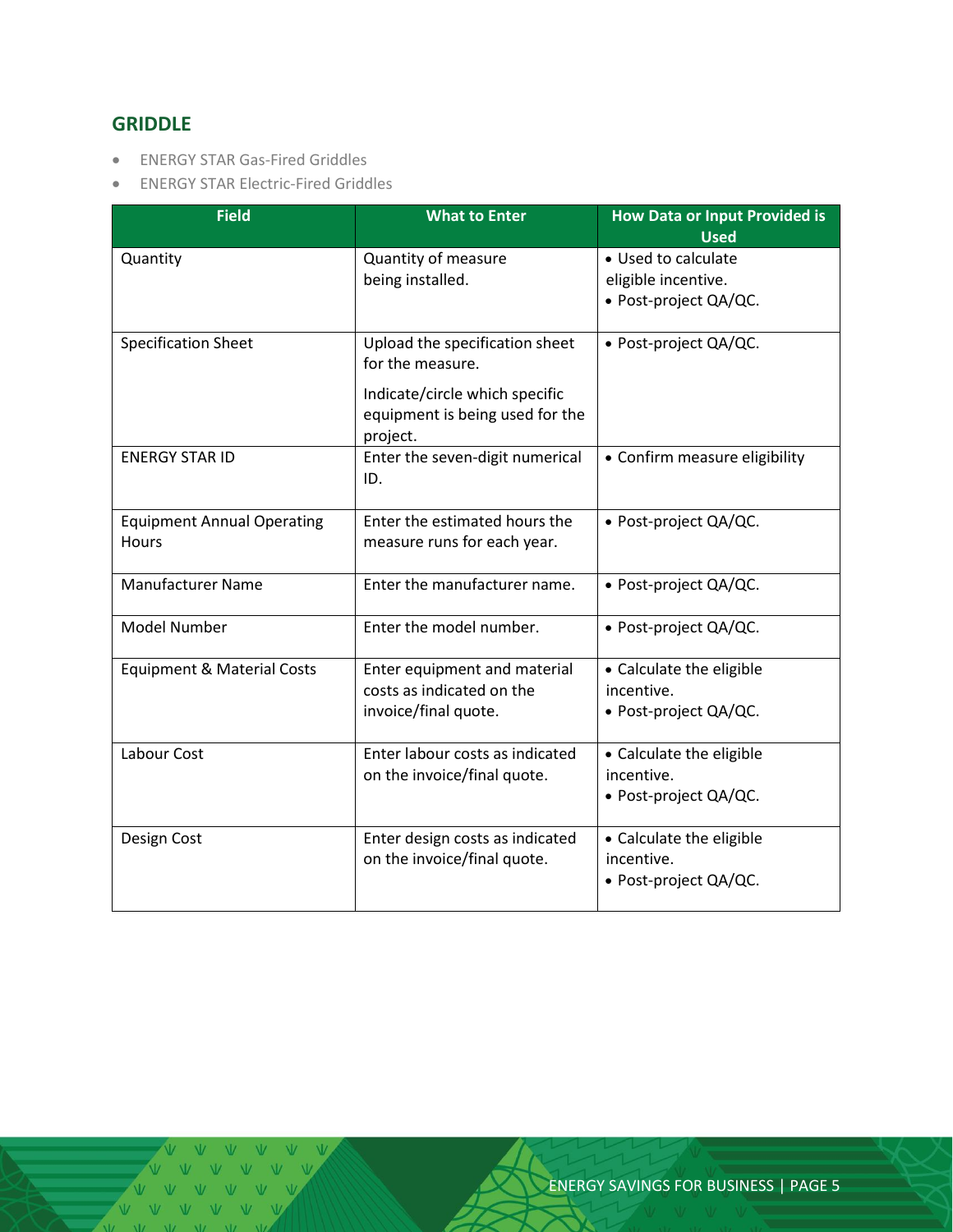## GRIDDLE

- ENERGY STAR Gas-Fired Griddles
- ENERGY STAR Electric-Fired Griddles

| Field | What to Enter | How Data or Input Provided is Used |
|---|---|---|
| Quantity | Quantity of measure being installed. | • Used to calculate eligible incentive.<br>• Post-project QA/QC. |
| Specification Sheet | Upload the specification sheet for the measure.<br><br>Indicate/circle which specific equipment is being used for the project. | • Post-project QA/QC. |
| ENERGY STAR ID | Enter the seven-digit numerical ID. | • Confirm measure eligibility |
| Equipment Annual Operating Hours | Enter the estimated hours the measure runs for each year. | • Post-project QA/QC. |
| Manufacturer Name | Enter the manufacturer name. | • Post-project QA/QC. |
| Model Number | Enter the model number. | • Post-project QA/QC. |
| Equipment & Material Costs | Enter equipment and material costs as indicated on the invoice/final quote. | • Calculate the eligible incentive.<br>• Post-project QA/QC. |
| Labour Cost | Enter labour costs as indicated on the invoice/final quote. | • Calculate the eligible incentive.<br>• Post-project QA/QC. |
| Design Cost | Enter design costs as indicated on the invoice/final quote. | • Calculate the eligible incentive.<br>• Post-project QA/QC. |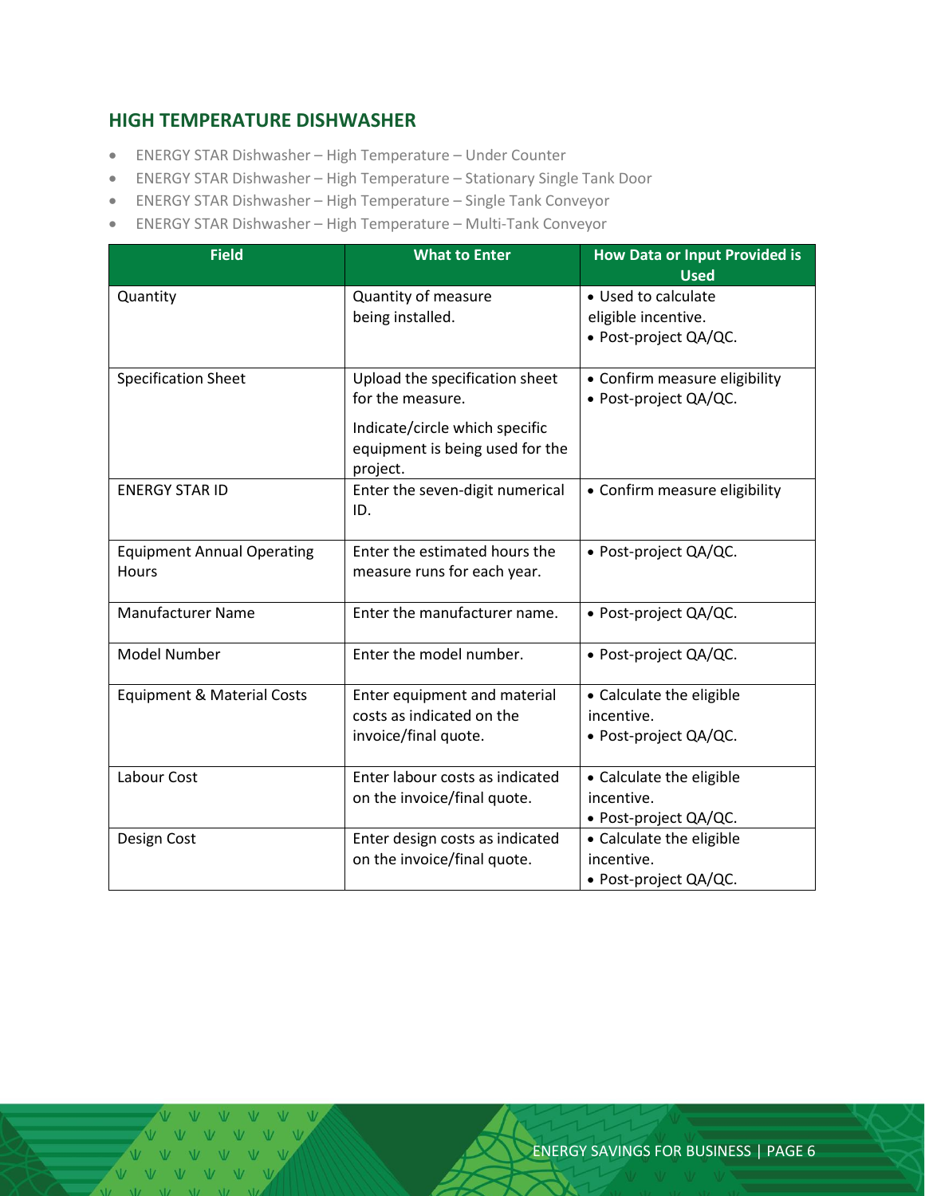## HIGH TEMPERATURE DISHWASHER

- ENERGY STAR Dishwasher – High Temperature – Under Counter
- ENERGY STAR Dishwasher – High Temperature – Stationary Single Tank Door
- ENERGY STAR Dishwasher – High Temperature – Single Tank Conveyor
- ENERGY STAR Dishwasher – High Temperature – Multi-Tank Conveyor

| Field | What to Enter | How Data or Input Provided is Used |
|---|---|---|
| Quantity | Quantity of measure being installed. | • Used to calculate eligible incentive.<br>• Post-project QA/QC. |
| Specification Sheet | Upload the specification sheet for the measure.<br><br>Indicate/circle which specific equipment is being used for the project. | • Confirm measure eligibility<br>• Post-project QA/QC. |
| ENERGY STAR ID | Enter the seven-digit numerical ID. | • Confirm measure eligibility |
| Equipment Annual Operating Hours | Enter the estimated hours the measure runs for each year. | • Post-project QA/QC. |
| Manufacturer Name | Enter the manufacturer name. | • Post-project QA/QC. |
| Model Number | Enter the model number. | • Post-project QA/QC. |
| Equipment & Material Costs | Enter equipment and material costs as indicated on the invoice/final quote. | • Calculate the eligible incentive.<br>• Post-project QA/QC. |
| Labour Cost | Enter labour costs as indicated on the invoice/final quote. | • Calculate the eligible incentive.<br>• Post-project QA/QC. |
| Design Cost | Enter design costs as indicated on the invoice/final quote. | • Calculate the eligible incentive.<br>• Post-project QA/QC. |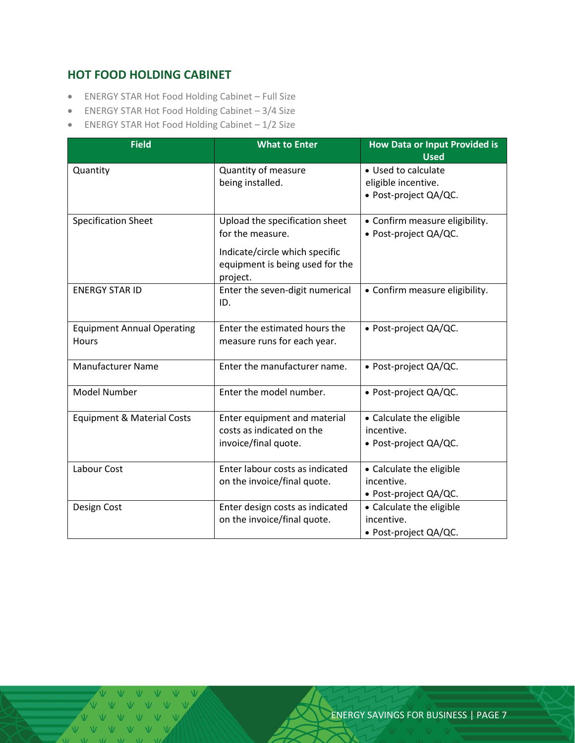## HOT FOOD HOLDING CABINET

- ENERGY STAR Hot Food Holding Cabinet – Full Size
- ENERGY STAR Hot Food Holding Cabinet – 3/4 Size
- ENERGY STAR Hot Food Holding Cabinet – 1/2 Size

| Field | What to Enter | How Data or Input Provided is Used |
|---|---|---|
| Quantity | Quantity of measure being installed. | • Used to calculate eligible incentive.<br>• Post-project QA/QC. |
| Specification Sheet | Upload the specification sheet for the measure.<br><br>Indicate/circle which specific equipment is being used for the project. | • Confirm measure eligibility.<br>• Post-project QA/QC. |
| ENERGY STAR ID | Enter the seven-digit numerical ID. | • Confirm measure eligibility. |
| Equipment Annual Operating Hours | Enter the estimated hours the measure runs for each year. | • Post-project QA/QC. |
| Manufacturer Name | Enter the manufacturer name. | • Post-project QA/QC. |
| Model Number | Enter the model number. | • Post-project QA/QC. |
| Equipment & Material Costs | Enter equipment and material costs as indicated on the invoice/final quote. | • Calculate the eligible incentive.<br>• Post-project QA/QC. |
| Labour Cost | Enter labour costs as indicated on the invoice/final quote. | • Calculate the eligible incentive.<br>• Post-project QA/QC. |
| Design Cost | Enter design costs as indicated on the invoice/final quote. | • Calculate the eligible incentive.<br>• Post-project QA/QC. |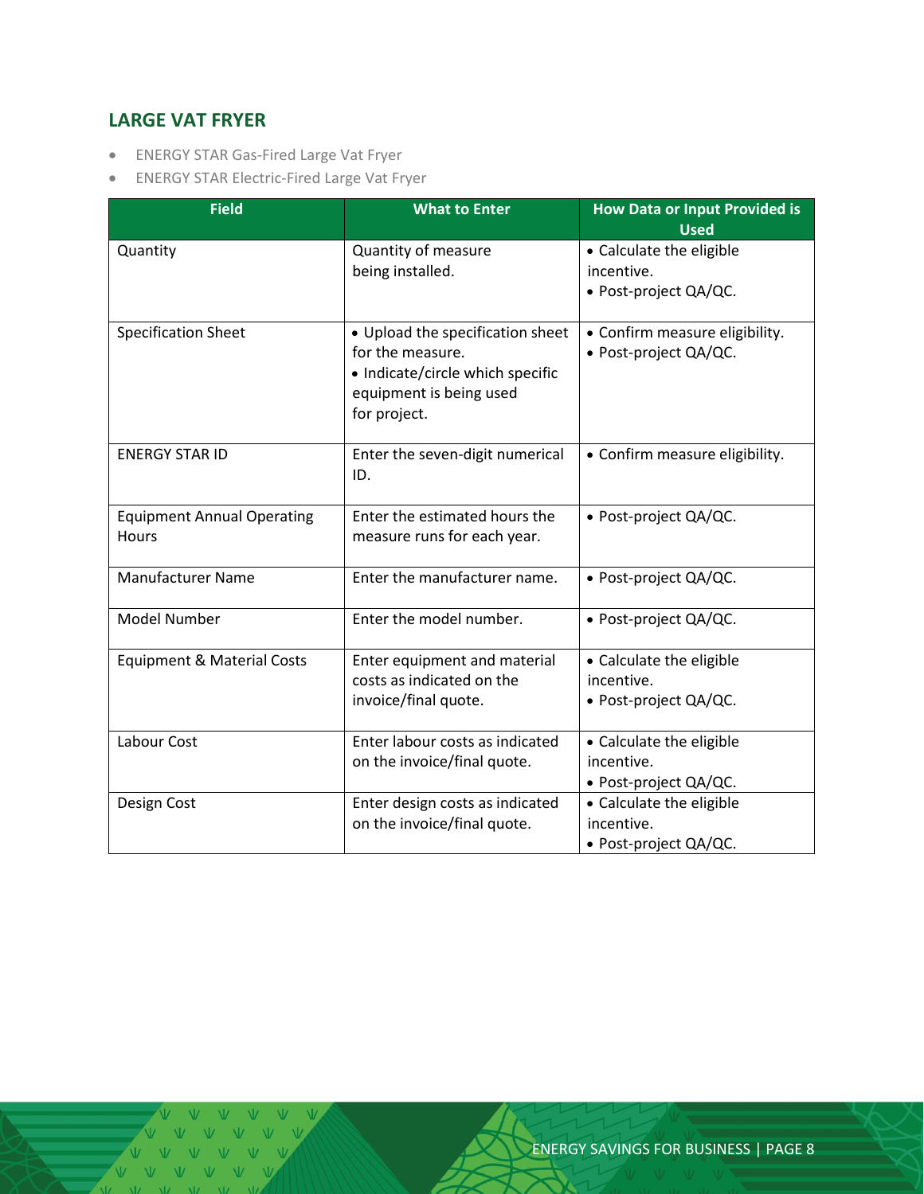## LARGE VAT FRYER

- ENERGY STAR Gas-Fired Large Vat Fryer
- ENERGY STAR Electric-Fired Large Vat Fryer

| Field | What to Enter | How Data or Input Provided is Used |
|---|---|---|
| Quantity | Quantity of measure being installed. | • Calculate the eligible incentive.<br>• Post-project QA/QC. |
| Specification Sheet | • Upload the specification sheet for the measure.<br>• Indicate/circle which specific equipment is being used for project. | • Confirm measure eligibility.<br>• Post-project QA/QC. |
| ENERGY STAR ID | Enter the seven-digit numerical ID. | • Confirm measure eligibility. |
| Equipment Annual Operating Hours | Enter the estimated hours the measure runs for each year. | • Post-project QA/QC. |
| Manufacturer Name | Enter the manufacturer name. | • Post-project QA/QC. |
| Model Number | Enter the model number. | • Post-project QA/QC. |
| Equipment & Material Costs | Enter equipment and material costs as indicated on the invoice/final quote. | • Calculate the eligible incentive.<br>• Post-project QA/QC. |
| Labour Cost | Enter labour costs as indicated on the invoice/final quote. | • Calculate the eligible incentive.<br>• Post-project QA/QC. |
| Design Cost | Enter design costs as indicated on the invoice/final quote. | • Calculate the eligible incentive.<br>• Post-project QA/QC. |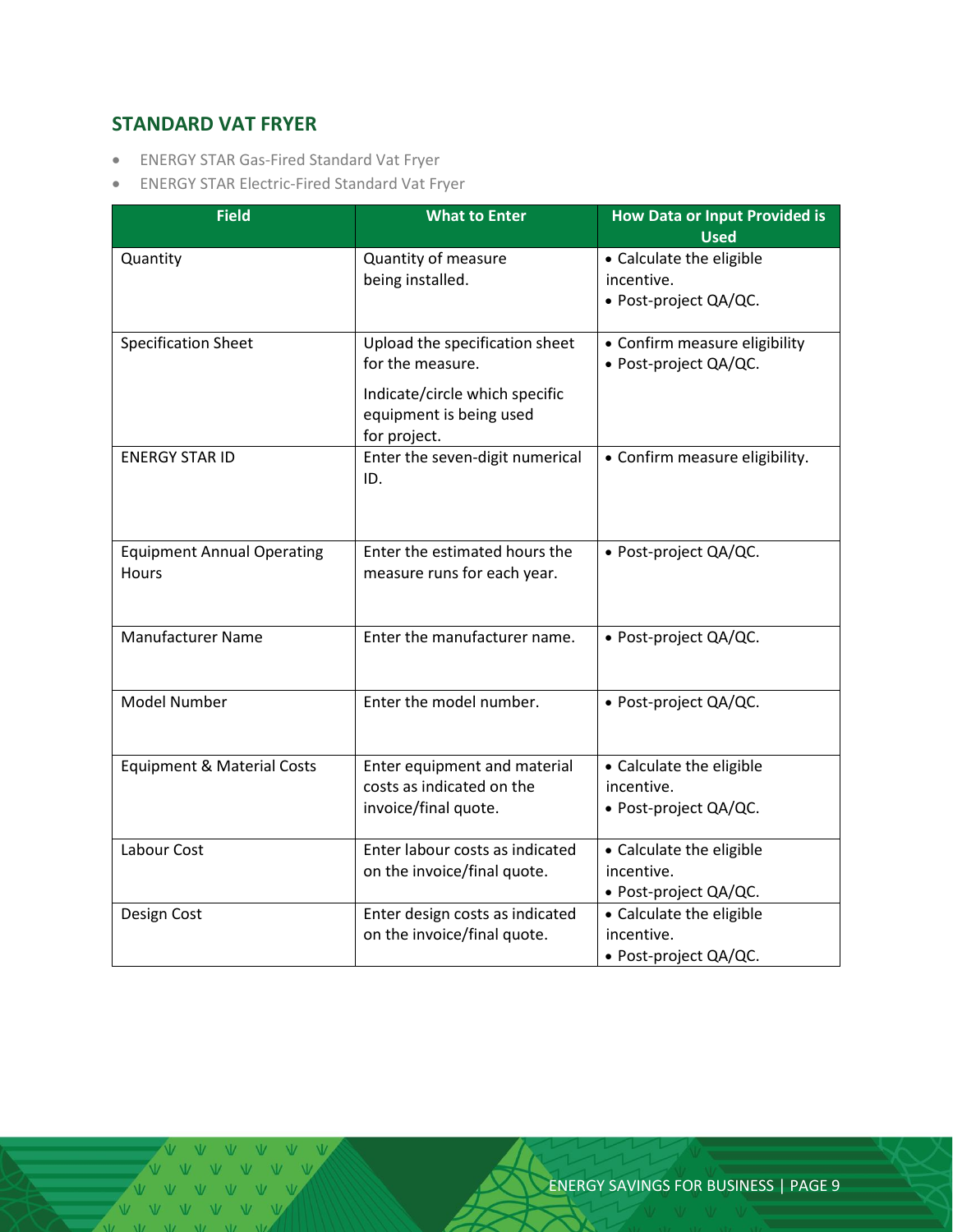## STANDARD VAT FRYER

- ENERGY STAR Gas-Fired Standard Vat Fryer
- ENERGY STAR Electric-Fired Standard Vat Fryer

| Field | What to Enter | How Data or Input Provided is Used |
|---|---|---|
| Quantity | Quantity of measure being installed. | • Calculate the eligible incentive.<br>• Post-project QA/QC. |
| Specification Sheet | Upload the specification sheet for the measure.<br><br>Indicate/circle which specific equipment is being used for project. | • Confirm measure eligibility<br>• Post-project QA/QC. |
| ENERGY STAR ID | Enter the seven-digit numerical ID. | • Confirm measure eligibility. |
| Equipment Annual Operating Hours | Enter the estimated hours the measure runs for each year. | • Post-project QA/QC. |
| Manufacturer Name | Enter the manufacturer name. | • Post-project QA/QC. |
| Model Number | Enter the model number. | • Post-project QA/QC. |
| Equipment & Material Costs | Enter equipment and material costs as indicated on the invoice/final quote. | • Calculate the eligible incentive.<br>• Post-project QA/QC. |
| Labour Cost | Enter labour costs as indicated on the invoice/final quote. | • Calculate the eligible incentive.<br>• Post-project QA/QC. |
| Design Cost | Enter design costs as indicated on the invoice/final quote. | • Calculate the eligible incentive.<br>• Post-project QA/QC. |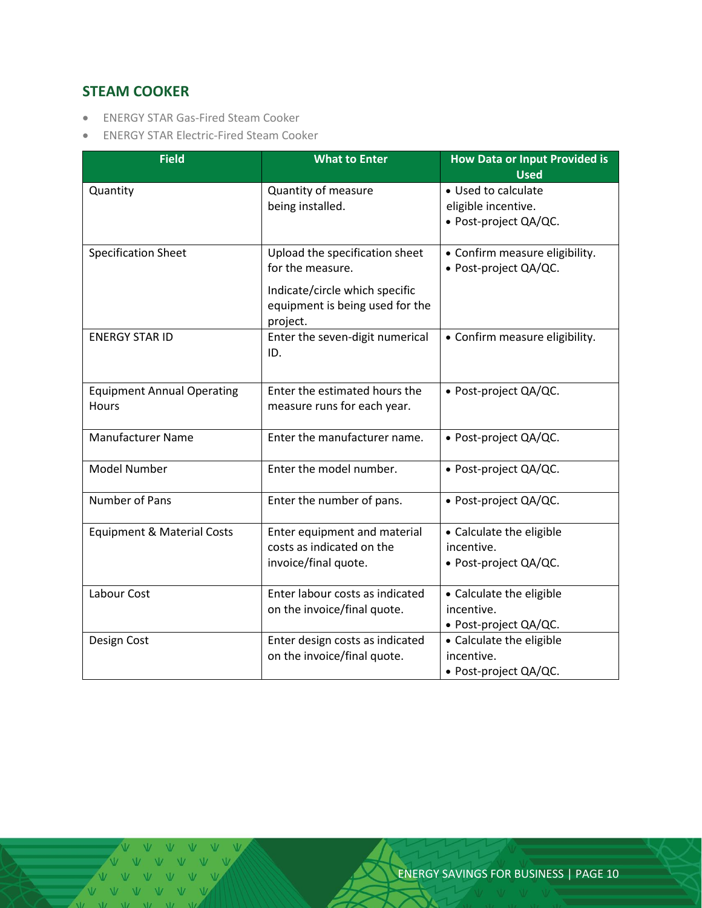## STEAM COOKER

- ENERGY STAR Gas-Fired Steam Cooker
- ENERGY STAR Electric-Fired Steam Cooker

| Field | What to Enter | How Data or Input Provided is Used |
|---|---|---|
| Quantity | Quantity of measure being installed. | • Used to calculate eligible incentive.<br>• Post-project QA/QC. |
| Specification Sheet | Upload the specification sheet for the measure.<br><br>Indicate/circle which specific equipment is being used for the project. | • Confirm measure eligibility.<br>• Post-project QA/QC. |
| ENERGY STAR ID | Enter the seven-digit numerical ID. | • Confirm measure eligibility. |
| Equipment Annual Operating Hours | Enter the estimated hours the measure runs for each year. | • Post-project QA/QC. |
| Manufacturer Name | Enter the manufacturer name. | • Post-project QA/QC. |
| Model Number | Enter the model number. | • Post-project QA/QC. |
| Number of Pans | Enter the number of pans. | • Post-project QA/QC. |
| Equipment & Material Costs | Enter equipment and material costs as indicated on the invoice/final quote. | • Calculate the eligible incentive.<br>• Post-project QA/QC. |
| Labour Cost | Enter labour costs as indicated on the invoice/final quote. | • Calculate the eligible incentive.<br>• Post-project QA/QC. |
| Design Cost | Enter design costs as indicated on the invoice/final quote. | • Calculate the eligible incentive.<br>• Post-project QA/QC. |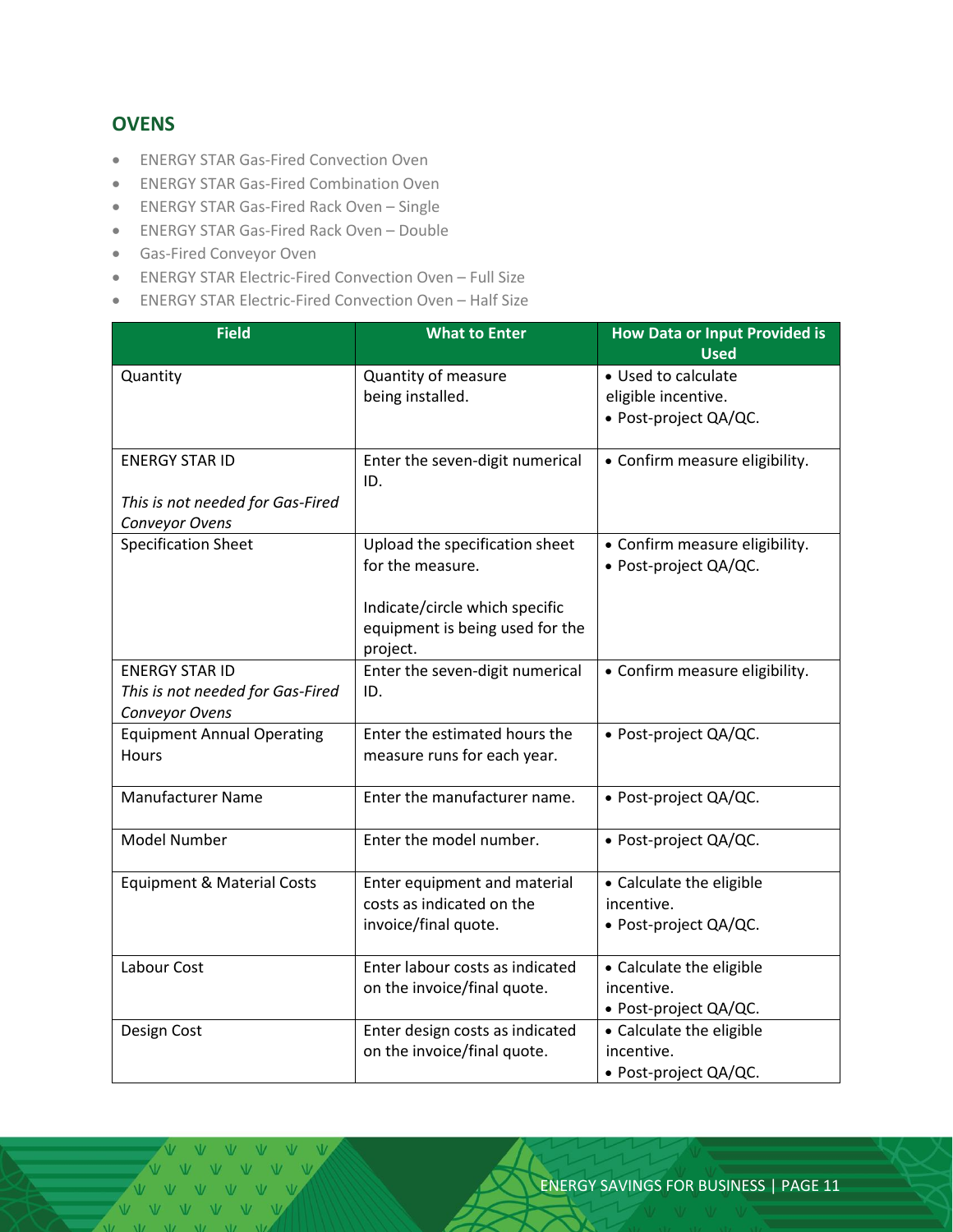## OVENS

- ENERGY STAR Gas-Fired Convection Oven
- ENERGY STAR Gas-Fired Combination Oven
- ENERGY STAR Gas-Fired Rack Oven – Single
- ENERGY STAR Gas-Fired Rack Oven – Double
- Gas-Fired Conveyor Oven
- ENERGY STAR Electric-Fired Convection Oven – Full Size
- ENERGY STAR Electric-Fired Convection Oven – Half Size

| Field | What to Enter | How Data or Input Provided is Used |
|---|---|---|
| Quantity | Quantity of measure being installed. | • Used to calculate eligible incentive.<br>• Post-project QA/QC. |
| ENERGY STAR ID<br><br>*This is not needed for Gas-Fired Conveyor Ovens* | Enter the seven-digit numerical ID. | • Confirm measure eligibility. |
| Specification Sheet | Upload the specification sheet for the measure.<br><br>Indicate/circle which specific equipment is being used for the project. | • Confirm measure eligibility.<br>• Post-project QA/QC. |
| ENERGY STAR ID<br>*This is not needed for Gas-Fired Conveyor Ovens* | Enter the seven-digit numerical ID. | • Confirm measure eligibility. |
| Equipment Annual Operating Hours | Enter the estimated hours the measure runs for each year. | • Post-project QA/QC. |
| Manufacturer Name | Enter the manufacturer name. | • Post-project QA/QC. |
| Model Number | Enter the model number. | • Post-project QA/QC. |
| Equipment & Material Costs | Enter equipment and material costs as indicated on the invoice/final quote. | • Calculate the eligible incentive.<br>• Post-project QA/QC. |
| Labour Cost | Enter labour costs as indicated on the invoice/final quote. | • Calculate the eligible incentive.<br>• Post-project QA/QC. |
| Design Cost | Enter design costs as indicated on the invoice/final quote. | • Calculate the eligible incentive.<br>• Post-project QA/QC. |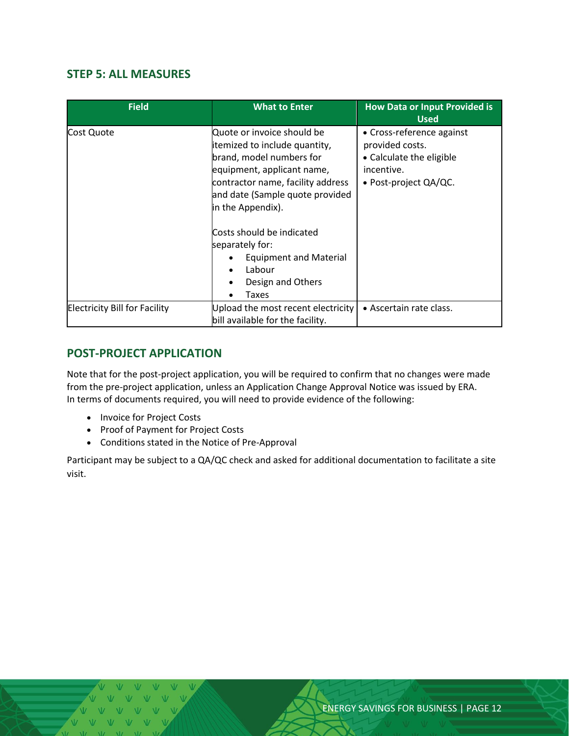## STEP 5: ALL MEASURES

| Field | What to Enter | How Data or Input Provided is Used |
|---|---|---|
| Cost Quote | Quote or invoice should be itemized to include quantity, brand, model numbers for equipment, applicant name, contractor name, facility address and date (Sample quote provided in the Appendix).<br><br>Costs should be indicated separately for:<br>• Equipment and Material<br>• Labour<br>• Design and Others<br>• Taxes | • Cross-reference against provided costs.<br>• Calculate the eligible incentive.<br>• Post-project QA/QC. |
| Electricity Bill for Facility | Upload the most recent electricity bill available for the facility. | • Ascertain rate class. |

## POST-PROJECT APPLICATION

Note that for the post-project application, you will be required to confirm that no changes were made from the pre-project application, unless an Application Change Approval Notice was issued by ERA. In terms of documents required, you will need to provide evidence of the following:

- Invoice for Project Costs
- Proof of Payment for Project Costs
- Conditions stated in the Notice of Pre-Approval

Participant may be subject to a QA/QC check and asked for additional documentation to facilitate a site visit.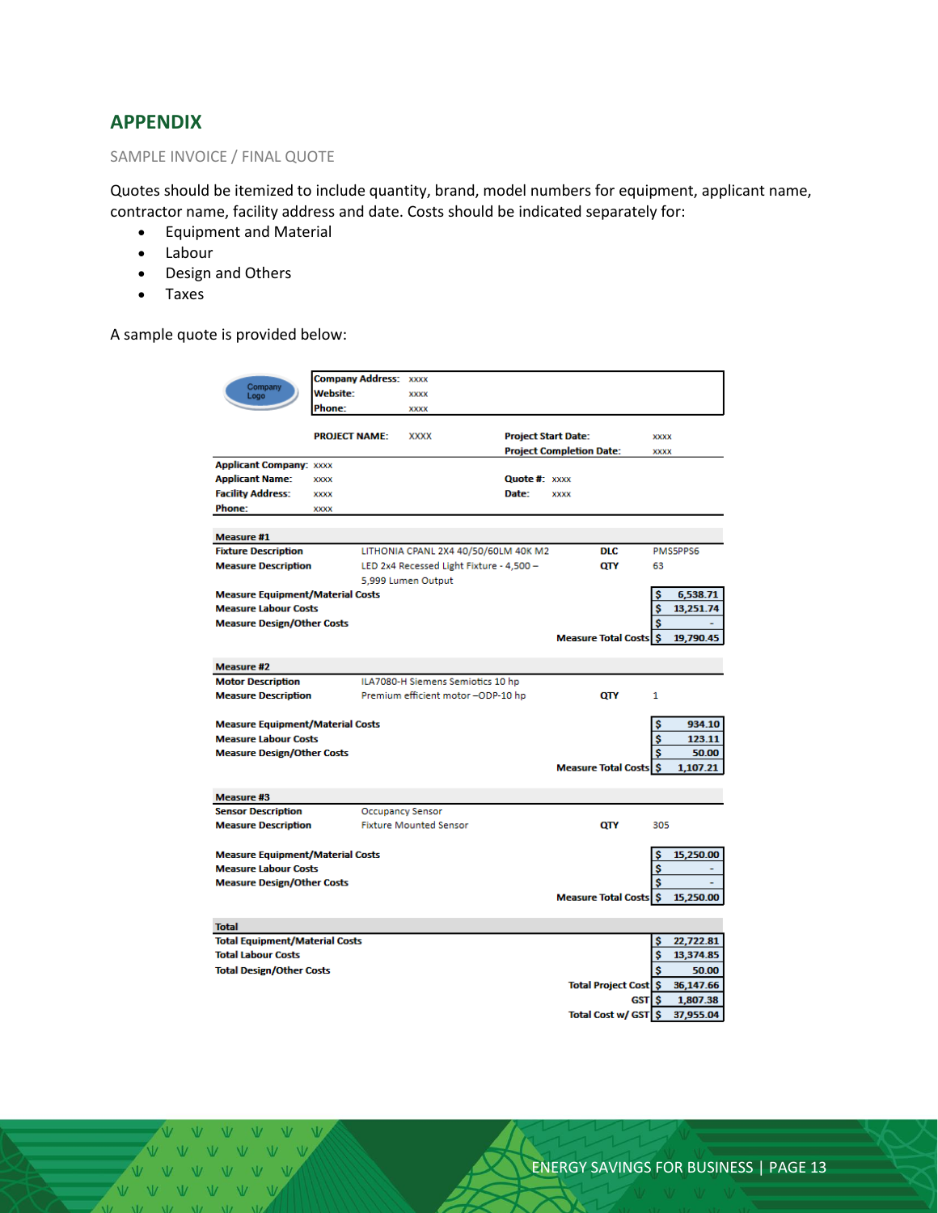## APPENDIX

SAMPLE INVOICE / FINAL QUOTE

Quotes should be itemized to include quantity, brand, model numbers for equipment, applicant name, contractor name, facility address and date. Costs should be indicated separately for:

- Equipment and Material
- Labour
- Design and Others
- Taxes

A sample quote is provided below:

Company Logo

| | |
|---|---|
| **Company Address:** | xxxx |
| **Website:** | xxxx |
| **Phone:** | xxxx |

| | | | |
|---|---|---|---|
| **PROJECT NAME:** | XXXX | **Project Start Date:** | xxxx |
| | | **Project Completion Date:** | xxxx |
| **Applicant Company:** | xxxx | | |
| **Applicant Name:** | xxxx | **Quote #:** | xxxx |
| **Facility Address:** | xxxx | **Date:** | xxxx |
| **Phone:** | xxxx | | |

| | | | |
|---|---|---|---|
| **Measure #1** | | | |
| **Fixture Description** | LITHONIA CPANL 2X4 40/50/60LM 40K M2 | **DLC** | PMS5PPS6 |
| **Measure Description** | LED 2x4 Recessed Light Fixture - 4,500 – 5,999 Lumen Output | **QTY** | 63 |
| **Measure Equipment/Material Costs** | | | $ 6,538.71 |
| **Measure Labour Costs** | | | $ 13,251.74 |
| **Measure Design/Other Costs** | | | $ - |
| | | **Measure Total Costs** | $ 19,790.45 |
| **Measure #2** | | | |
| **Motor Description** | ILA7080-H Siemens Semiotics 10 hp | | |
| **Measure Description** | Premium efficient motor –ODP-10 hp | **QTY** | 1 |
| **Measure Equipment/Material Costs** | | | $ 934.10 |
| **Measure Labour Costs** | | | $ 123.11 |
| **Measure Design/Other Costs** | | | $ 50.00 |
| | | **Measure Total Costs** | $ 1,107.21 |
| **Measure #3** | | | |
| **Sensor Description** | Occupancy Sensor | | |
| **Measure Description** | Fixture Mounted Sensor | **QTY** | 305 |
| **Measure Equipment/Material Costs** | | | $ 15,250.00 |
| **Measure Labour Costs** | | | $ - |
| **Measure Design/Other Costs** | | | $ - |
| | | **Measure Total Costs** | $ 15,250.00 |
| **Total** | | | |
| **Total Equipment/Material Costs** | | | $ 22,722.81 |
| **Total Labour Costs** | | | $ 13,374.85 |
| **Total Design/Other Costs** | | | $ 50.00 |
| | | **Total Project Cost** | $ 36,147.66 |
| | | **GST** | $ 1,807.38 |
| | | **Total Cost w/ GST** | $ 37,955.04 |